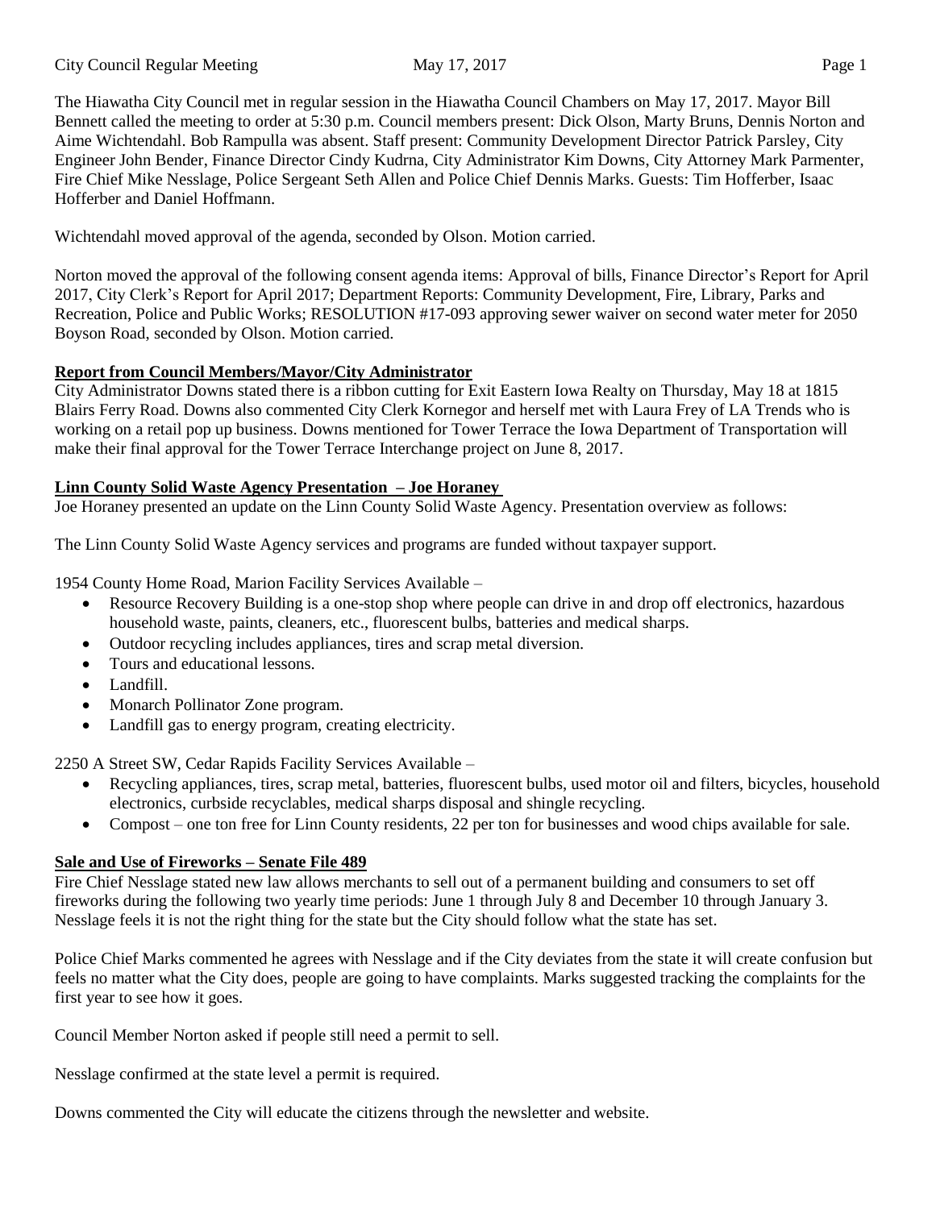The Hiawatha City Council met in regular session in the Hiawatha Council Chambers on May 17, 2017. Mayor Bill Bennett called the meeting to order at 5:30 p.m. Council members present: Dick Olson, Marty Bruns, Dennis Norton and Aime Wichtendahl. Bob Rampulla was absent. Staff present: Community Development Director Patrick Parsley, City Engineer John Bender, Finance Director Cindy Kudrna, City Administrator Kim Downs, City Attorney Mark Parmenter, Fire Chief Mike Nesslage, Police Sergeant Seth Allen and Police Chief Dennis Marks. Guests: Tim Hofferber, Isaac Hofferber and Daniel Hoffmann.

Wichtendahl moved approval of the agenda, seconded by Olson. Motion carried.

Norton moved the approval of the following consent agenda items: Approval of bills, Finance Director's Report for April 2017, City Clerk's Report for April 2017; Department Reports: Community Development, Fire, Library, Parks and Recreation, Police and Public Works; RESOLUTION #17-093 approving sewer waiver on second water meter for 2050 Boyson Road, seconded by Olson. Motion carried.

**Report from Council Members/Mayor/City Administrator**

City Administrator Downs stated there is a ribbon cutting for Exit Eastern Iowa Realty on Thursday, May 18 at 1815 Blairs Ferry Road. Downs also commented City Clerk Kornegor and herself met with Laura Frey of LA Trends who is working on a retail pop up business. Downs mentioned for Tower Terrace the Iowa Department of Transportation will make their final approval for the Tower Terrace Interchange project on June 8, 2017.

**Linn County Solid Waste Agency Presentation – Joe Horaney**

Joe Horaney presented an update on the Linn County Solid Waste Agency. Presentation overview as follows:

The Linn County Solid Waste Agency services and programs are funded without taxpayer support.

1954 County Home Road, Marion Facility Services Available –

- Resource Recovery Building is a one-stop shop where people can drive in and drop off electronics, hazardous household waste, paints, cleaners, etc., fluorescent bulbs, batteries and medical sharps.
- Outdoor recycling includes appliances, tires and scrap metal diversion.
- Tours and educational lessons.
- Landfill.
- Monarch Pollinator Zone program.
- Landfill gas to energy program, creating electricity.

2250 A Street SW, Cedar Rapids Facility Services Available –

- Recycling appliances, tires, scrap metal, batteries, fluorescent bulbs, used motor oil and filters, bicycles, household electronics, curbside recyclables, medical sharps disposal and shingle recycling.
- Compost – one ton free for Linn County residents, 22 per ton for businesses and wood chips available for sale.

**Sale and Use of Fireworks – Senate File 489**

Fire Chief Nesslage stated new law allows merchants to sell out of a permanent building and consumers to set off fireworks during the following two yearly time periods: June 1 through July 8 and December 10 through January 3. Nesslage feels it is not the right thing for the state but the City should follow what the state has set.

Police Chief Marks commented he agrees with Nesslage and if the City deviates from the state it will create confusion but feels no matter what the City does, people are going to have complaints. Marks suggested tracking the complaints for the first year to see how it goes.

Council Member Norton asked if people still need a permit to sell.

Nesslage confirmed at the state level a permit is required.

Downs commented the City will educate the citizens through the newsletter and website.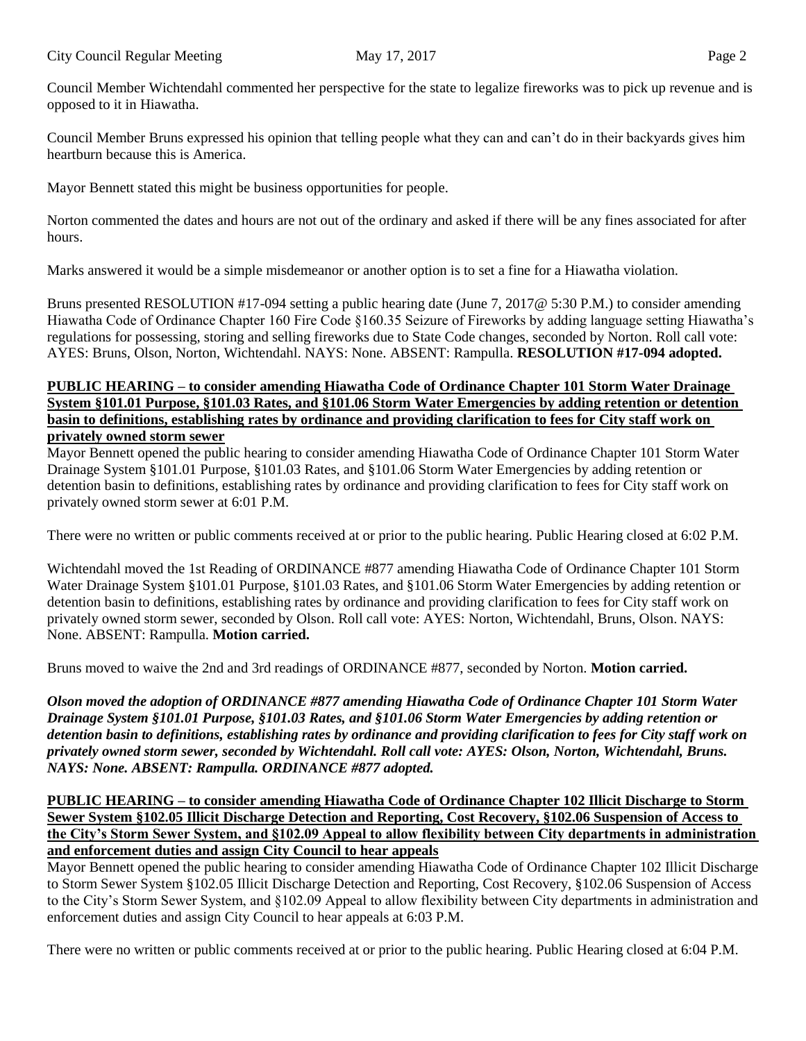Council Member Wichtendahl commented her perspective for the state to legalize fireworks was to pick up revenue and is opposed to it in Hiawatha.

Council Member Bruns expressed his opinion that telling people what they can and can't do in their backyards gives him heartburn because this is America.

Mayor Bennett stated this might be business opportunities for people.

Norton commented the dates and hours are not out of the ordinary and asked if there will be any fines associated for after hours.

Marks answered it would be a simple misdemeanor or another option is to set a fine for a Hiawatha violation.

Bruns presented RESOLUTION #17-094 setting a public hearing date (June 7, 2017@ 5:30 P.M.) to consider amending Hiawatha Code of Ordinance Chapter 160 Fire Code §160.35 Seizure of Fireworks by adding language setting Hiawatha's regulations for possessing, storing and selling fireworks due to State Code changes, seconded by Norton. Roll call vote: AYES: Bruns, Olson, Norton, Wichtendahl. NAYS: None. ABSENT: Rampulla. **RESOLUTION #17-094 adopted.**

**PUBLIC HEARING – to consider amending Hiawatha Code of Ordinance Chapter 101 Storm Water Drainage System §101.01 Purpose, §101.03 Rates, and §101.06 Storm Water Emergencies by adding retention or detention basin to definitions, establishing rates by ordinance and providing clarification to fees for City staff work on privately owned storm sewer**

Mayor Bennett opened the public hearing to consider amending Hiawatha Code of Ordinance Chapter 101 Storm Water Drainage System §101.01 Purpose, §101.03 Rates, and §101.06 Storm Water Emergencies by adding retention or detention basin to definitions, establishing rates by ordinance and providing clarification to fees for City staff work on privately owned storm sewer at 6:01 P.M.

There were no written or public comments received at or prior to the public hearing. Public Hearing closed at 6:02 P.M.

Wichtendahl moved the 1st Reading of ORDINANCE #877 amending Hiawatha Code of Ordinance Chapter 101 Storm Water Drainage System §101.01 Purpose, §101.03 Rates, and §101.06 Storm Water Emergencies by adding retention or detention basin to definitions, establishing rates by ordinance and providing clarification to fees for City staff work on privately owned storm sewer, seconded by Olson. Roll call vote: AYES: Norton, Wichtendahl, Bruns, Olson. NAYS: None. ABSENT: Rampulla. **Motion carried.**

Bruns moved to waive the 2nd and 3rd readings of ORDINANCE #877, seconded by Norton. **Motion carried.**

***Olson moved the adoption of ORDINANCE #877 amending Hiawatha Code of Ordinance Chapter 101 Storm Water Drainage System §101.01 Purpose, §101.03 Rates, and §101.06 Storm Water Emergencies by adding retention or detention basin to definitions, establishing rates by ordinance and providing clarification to fees for City staff work on privately owned storm sewer, seconded by Wichtendahl. Roll call vote: AYES: Olson, Norton, Wichtendahl, Bruns. NAYS: None. ABSENT: Rampulla. ORDINANCE #877 adopted.***

**PUBLIC HEARING – to consider amending Hiawatha Code of Ordinance Chapter 102 Illicit Discharge to Storm Sewer System §102.05 Illicit Discharge Detection and Reporting, Cost Recovery, §102.06 Suspension of Access to the City's Storm Sewer System, and §102.09 Appeal to allow flexibility between City departments in administration and enforcement duties and assign City Council to hear appeals**

Mayor Bennett opened the public hearing to consider amending Hiawatha Code of Ordinance Chapter 102 Illicit Discharge to Storm Sewer System §102.05 Illicit Discharge Detection and Reporting, Cost Recovery, §102.06 Suspension of Access to the City's Storm Sewer System, and §102.09 Appeal to allow flexibility between City departments in administration and enforcement duties and assign City Council to hear appeals at 6:03 P.M.

There were no written or public comments received at or prior to the public hearing. Public Hearing closed at 6:04 P.M.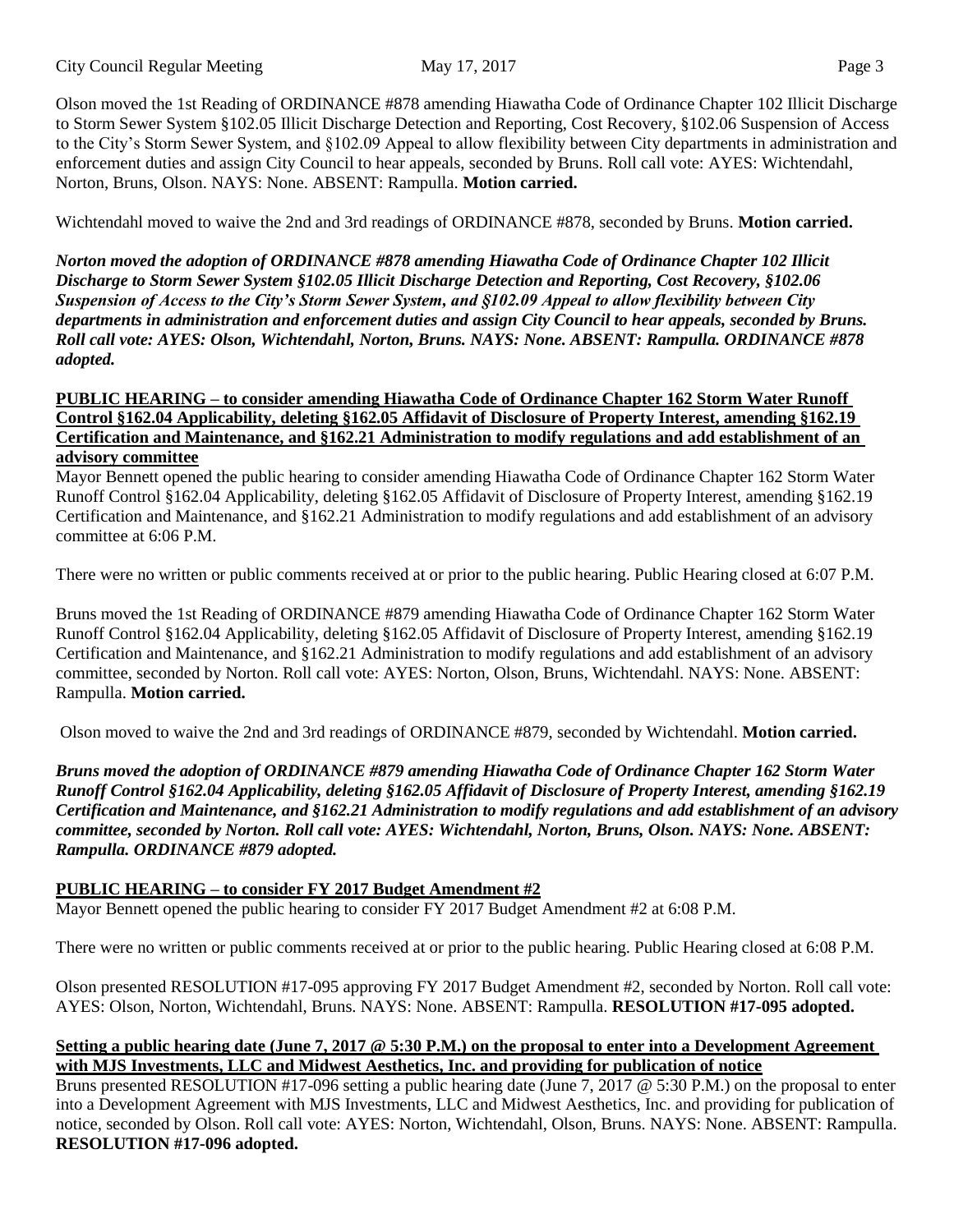Olson moved the 1st Reading of ORDINANCE #878 amending Hiawatha Code of Ordinance Chapter 102 Illicit Discharge to Storm Sewer System §102.05 Illicit Discharge Detection and Reporting, Cost Recovery, §102.06 Suspension of Access to the City's Storm Sewer System, and §102.09 Appeal to allow flexibility between City departments in administration and enforcement duties and assign City Council to hear appeals, seconded by Bruns. Roll call vote: AYES: Wichtendahl, Norton, Bruns, Olson. NAYS: None. ABSENT: Rampulla. **Motion carried.**

Wichtendahl moved to waive the 2nd and 3rd readings of ORDINANCE #878, seconded by Bruns. **Motion carried.**

***Norton moved the adoption of ORDINANCE #878 amending Hiawatha Code of Ordinance Chapter 102 Illicit Discharge to Storm Sewer System §102.05 Illicit Discharge Detection and Reporting, Cost Recovery, §102.06 Suspension of Access to the City's Storm Sewer System, and §102.09 Appeal to allow flexibility between City departments in administration and enforcement duties and assign City Council to hear appeals, seconded by Bruns. Roll call vote: AYES: Olson, Wichtendahl, Norton, Bruns. NAYS: None. ABSENT: Rampulla. ORDINANCE #878 adopted.***

**PUBLIC HEARING – to consider amending Hiawatha Code of Ordinance Chapter 162 Storm Water Runoff Control §162.04 Applicability, deleting §162.05 Affidavit of Disclosure of Property Interest, amending §162.19 Certification and Maintenance, and §162.21 Administration to modify regulations and add establishment of an advisory committee**

Mayor Bennett opened the public hearing to consider amending Hiawatha Code of Ordinance Chapter 162 Storm Water Runoff Control §162.04 Applicability, deleting §162.05 Affidavit of Disclosure of Property Interest, amending §162.19 Certification and Maintenance, and §162.21 Administration to modify regulations and add establishment of an advisory committee at 6:06 P.M.

There were no written or public comments received at or prior to the public hearing. Public Hearing closed at 6:07 P.M.

Bruns moved the 1st Reading of ORDINANCE #879 amending Hiawatha Code of Ordinance Chapter 162 Storm Water Runoff Control §162.04 Applicability, deleting §162.05 Affidavit of Disclosure of Property Interest, amending §162.19 Certification and Maintenance, and §162.21 Administration to modify regulations and add establishment of an advisory committee, seconded by Norton. Roll call vote: AYES: Norton, Olson, Bruns, Wichtendahl. NAYS: None. ABSENT: Rampulla. **Motion carried.**

Olson moved to waive the 2nd and 3rd readings of ORDINANCE #879, seconded by Wichtendahl. **Motion carried.**

***Bruns moved the adoption of ORDINANCE #879 amending Hiawatha Code of Ordinance Chapter 162 Storm Water Runoff Control §162.04 Applicability, deleting §162.05 Affidavit of Disclosure of Property Interest, amending §162.19 Certification and Maintenance, and §162.21 Administration to modify regulations and add establishment of an advisory committee, seconded by Norton. Roll call vote: AYES: Wichtendahl, Norton, Bruns, Olson. NAYS: None. ABSENT: Rampulla. ORDINANCE #879 adopted.***

**PUBLIC HEARING – to consider FY 2017 Budget Amendment #2**

Mayor Bennett opened the public hearing to consider FY 2017 Budget Amendment #2 at 6:08 P.M.

There were no written or public comments received at or prior to the public hearing. Public Hearing closed at 6:08 P.M.

Olson presented RESOLUTION #17-095 approving FY 2017 Budget Amendment #2, seconded by Norton. Roll call vote: AYES: Olson, Norton, Wichtendahl, Bruns. NAYS: None. ABSENT: Rampulla. **RESOLUTION #17-095 adopted.**

**Setting a public hearing date (June 7, 2017 @ 5:30 P.M.) on the proposal to enter into a Development Agreement with MJS Investments, LLC and Midwest Aesthetics, Inc. and providing for publication of notice**

Bruns presented RESOLUTION #17-096 setting a public hearing date (June 7, 2017 @ 5:30 P.M.) on the proposal to enter into a Development Agreement with MJS Investments, LLC and Midwest Aesthetics, Inc. and providing for publication of notice, seconded by Olson. Roll call vote: AYES: Norton, Wichtendahl, Olson, Bruns. NAYS: None. ABSENT: Rampulla. **RESOLUTION #17-096 adopted.**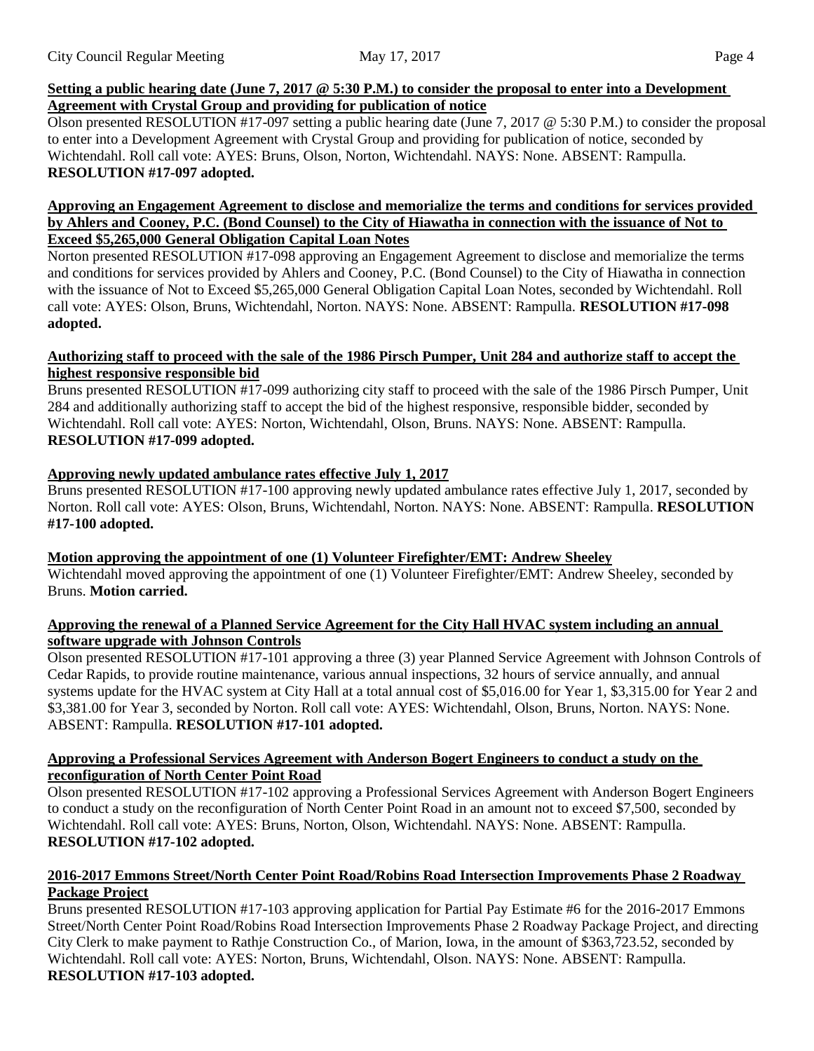**Setting a public hearing date (June 7, 2017 @ 5:30 P.M.) to consider the proposal to enter into a Development Agreement with Crystal Group and providing for publication of notice**

Olson presented RESOLUTION #17-097 setting a public hearing date (June 7, 2017 @ 5:30 P.M.) to consider the proposal to enter into a Development Agreement with Crystal Group and providing for publication of notice, seconded by Wichtendahl. Roll call vote: AYES: Bruns, Olson, Norton, Wichtendahl. NAYS: None. ABSENT: Rampulla. **RESOLUTION #17-097 adopted.**

**Approving an Engagement Agreement to disclose and memorialize the terms and conditions for services provided by Ahlers and Cooney, P.C. (Bond Counsel) to the City of Hiawatha in connection with the issuance of Not to Exceed $5,265,000 General Obligation Capital Loan Notes**

Norton presented RESOLUTION #17-098 approving an Engagement Agreement to disclose and memorialize the terms and conditions for services provided by Ahlers and Cooney, P.C. (Bond Counsel) to the City of Hiawatha in connection with the issuance of Not to Exceed $5,265,000 General Obligation Capital Loan Notes, seconded by Wichtendahl. Roll call vote: AYES: Olson, Bruns, Wichtendahl, Norton. NAYS: None. ABSENT: Rampulla. **RESOLUTION #17-098 adopted.**

**Authorizing staff to proceed with the sale of the 1986 Pirsch Pumper, Unit 284 and authorize staff to accept the highest responsive responsible bid**

Bruns presented RESOLUTION #17-099 authorizing city staff to proceed with the sale of the 1986 Pirsch Pumper, Unit 284 and additionally authorizing staff to accept the bid of the highest responsive, responsible bidder, seconded by Wichtendahl. Roll call vote: AYES: Norton, Wichtendahl, Olson, Bruns. NAYS: None. ABSENT: Rampulla. **RESOLUTION #17-099 adopted.**

**Approving newly updated ambulance rates effective July 1, 2017**

Bruns presented RESOLUTION #17-100 approving newly updated ambulance rates effective July 1, 2017, seconded by Norton. Roll call vote: AYES: Olson, Bruns, Wichtendahl, Norton. NAYS: None. ABSENT: Rampulla. **RESOLUTION #17-100 adopted.**

**Motion approving the appointment of one (1) Volunteer Firefighter/EMT: Andrew Sheeley**

Wichtendahl moved approving the appointment of one (1) Volunteer Firefighter/EMT: Andrew Sheeley, seconded by Bruns. **Motion carried.**

**Approving the renewal of a Planned Service Agreement for the City Hall HVAC system including an annual software upgrade with Johnson Controls**

Olson presented RESOLUTION #17-101 approving a three (3) year Planned Service Agreement with Johnson Controls of Cedar Rapids, to provide routine maintenance, various annual inspections, 32 hours of service annually, and annual systems update for the HVAC system at City Hall at a total annual cost of $5,016.00 for Year 1, $3,315.00 for Year 2 and $3,381.00 for Year 3, seconded by Norton. Roll call vote: AYES: Wichtendahl, Olson, Bruns, Norton. NAYS: None. ABSENT: Rampulla. **RESOLUTION #17-101 adopted.**

**Approving a Professional Services Agreement with Anderson Bogert Engineers to conduct a study on the reconfiguration of North Center Point Road**

Olson presented RESOLUTION #17-102 approving a Professional Services Agreement with Anderson Bogert Engineers to conduct a study on the reconfiguration of North Center Point Road in an amount not to exceed $7,500, seconded by Wichtendahl. Roll call vote: AYES: Bruns, Norton, Olson, Wichtendahl. NAYS: None. ABSENT: Rampulla. **RESOLUTION #17-102 adopted.**

**2016-2017 Emmons Street/North Center Point Road/Robins Road Intersection Improvements Phase 2 Roadway Package Project**

Bruns presented RESOLUTION #17-103 approving application for Partial Pay Estimate #6 for the 2016-2017 Emmons Street/North Center Point Road/Robins Road Intersection Improvements Phase 2 Roadway Package Project, and directing City Clerk to make payment to Rathje Construction Co., of Marion, Iowa, in the amount of $363,723.52, seconded by Wichtendahl. Roll call vote: AYES: Norton, Bruns, Wichtendahl, Olson. NAYS: None. ABSENT: Rampulla. **RESOLUTION #17-103 adopted.**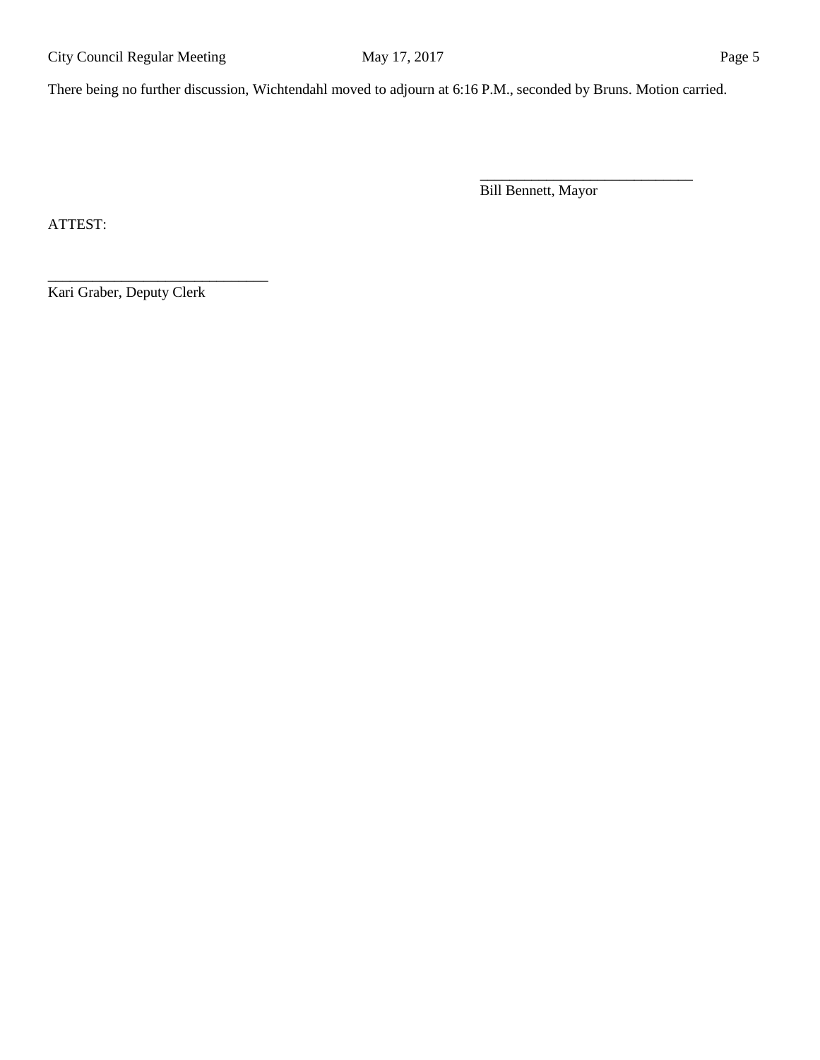There being no further discussion, Wichtendahl moved to adjourn at 6:16 P.M., seconded by Bruns. Motion carried.

\_\_\_\_\_\_\_\_\_\_\_\_\_\_\_\_\_\_\_\_\_\_\_\_\_\_\_\_\_\_

Bill Bennett, Mayor

ATTEST:

\_\_\_\_\_\_\_\_\_\_\_\_\_\_\_\_\_\_\_\_\_\_\_\_\_\_\_\_\_\_

Kari Graber, Deputy Clerk